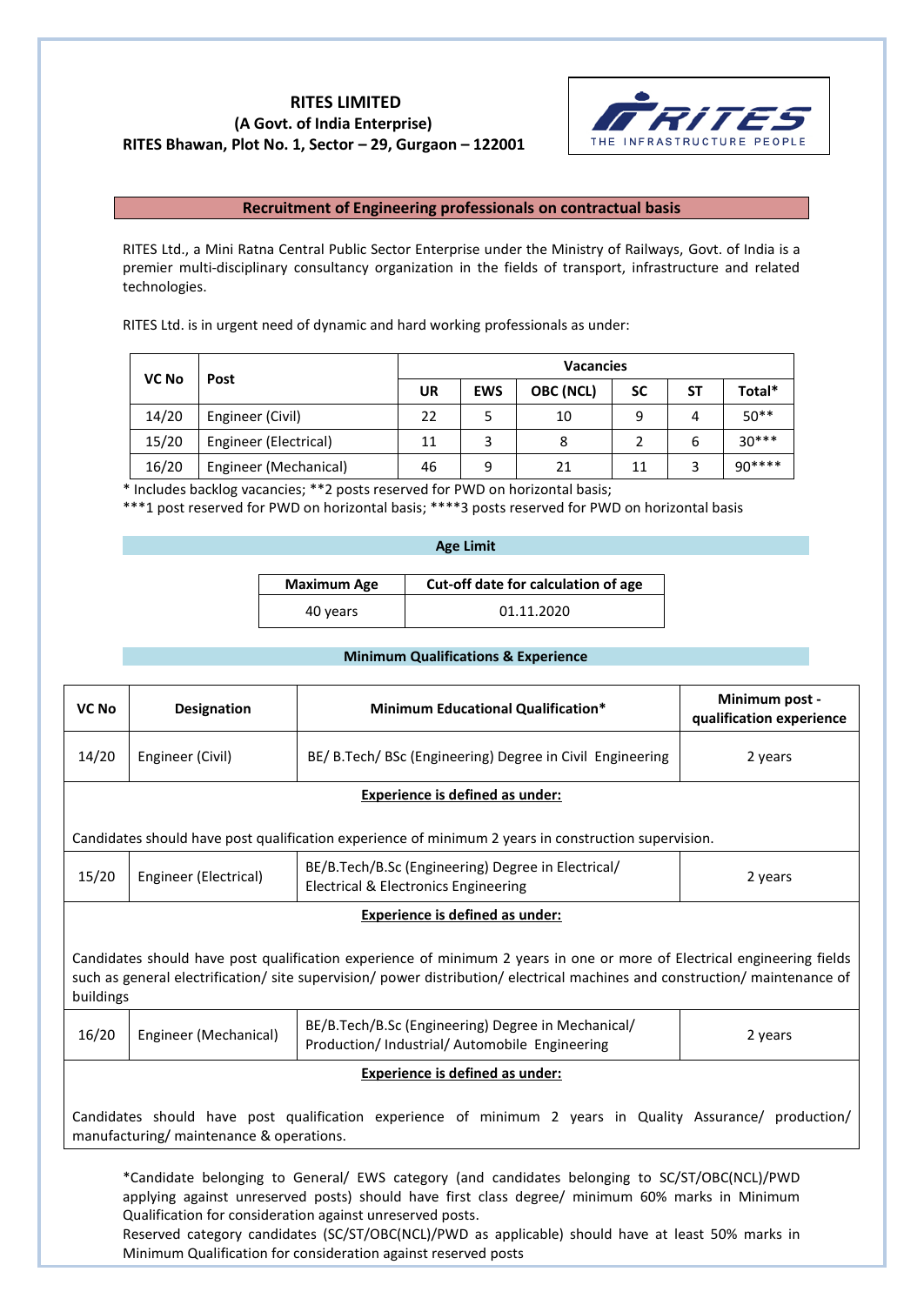**RITES LIMITED**
**(A Govt. of India Enterprise)**
**RITES Bhawan, Plot No. 1, Sector – 29, Gurgaon – 122001**

RITES THE INFRASTRUCTURE PEOPLE

## Recruitment of Engineering professionals on contractual basis

RITES Ltd., a Mini Ratna Central Public Sector Enterprise under the Ministry of Railways, Govt. of India is a premier multi-disciplinary consultancy organization in the fields of transport, infrastructure and related technologies.

RITES Ltd. is in urgent need of dynamic and hard working professionals as under:

| VC No | Post | Vacancies | | | | | |
|---|---|---|---|---|---|---|---|
| | | UR | EWS | OBC (NCL) | SC | ST | Total* |
| 14/20 | Engineer (Civil) | 22 | 5 | 10 | 9 | 4 | 50** |
| 15/20 | Engineer (Electrical) | 11 | 3 | 8 | 2 | 6 | 30*** |
| 16/20 | Engineer (Mechanical) | 46 | 9 | 21 | 11 | 3 | 90**** |

\* Includes backlog vacancies; **2 posts reserved for PWD on horizontal basis;
***1 post reserved for PWD on horizontal basis; ****3 posts reserved for PWD on horizontal basis

### Age Limit

| Maximum Age | Cut-off date for calculation of age |
|---|---|
| 40 years | 01.11.2020 |

### Minimum Qualifications & Experience

| VC No | Designation | Minimum Educational Qualification* | Minimum post - qualification experience |
|---|---|---|---|
| 14/20 | Engineer (Civil) | BE/ B.Tech/ BSc (Engineering) Degree in Civil Engineering | 2 years |
| **Experience is defined as under:** Candidates should have post qualification experience of minimum 2 years in construction supervision. | | | |
| 15/20 | Engineer (Electrical) | BE/B.Tech/B.Sc (Engineering) Degree in Electrical/ Electrical & Electronics Engineering | 2 years |
| **Experience is defined as under:** Candidates should have post qualification experience of minimum 2 years in one or more of Electrical engineering fields such as general electrification/ site supervision/ power distribution/ electrical machines and construction/ maintenance of buildings | | | |
| 16/20 | Engineer (Mechanical) | BE/B.Tech/B.Sc (Engineering) Degree in Mechanical/ Production/ Industrial/ Automobile Engineering | 2 years |
| **Experience is defined as under:** Candidates should have post qualification experience of minimum 2 years in Quality Assurance/ production/ manufacturing/ maintenance & operations. | | | |

*Candidate belonging to General/ EWS category (and candidates belonging to SC/ST/OBC(NCL)/PWD applying against unreserved posts) should have first class degree/ minimum 60% marks in Minimum Qualification for consideration against unreserved posts.
Reserved category candidates (SC/ST/OBC(NCL)/PWD as applicable) should have at least 50% marks in Minimum Qualification for consideration against reserved posts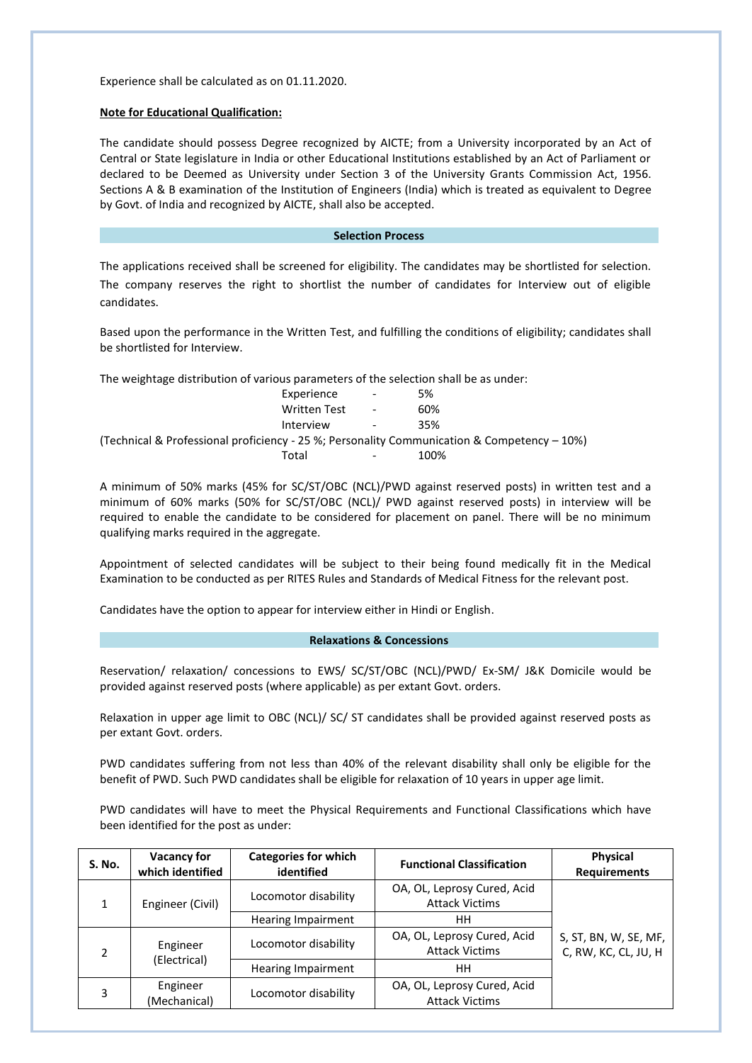Experience shall be calculated as on 01.11.2020.

**Note for Educational Qualification:**

The candidate should possess Degree recognized by AICTE; from a University incorporated by an Act of Central or State legislature in India or other Educational Institutions established by an Act of Parliament or declared to be Deemed as University under Section 3 of the University Grants Commission Act, 1956. Sections A & B examination of the Institution of Engineers (India) which is treated as equivalent to Degree by Govt. of India and recognized by AICTE, shall also be accepted.

## Selection Process

The applications received shall be screened for eligibility. The candidates may be shortlisted for selection. The company reserves the right to shortlist the number of candidates for Interview out of eligible candidates.

Based upon the performance in the Written Test, and fulfilling the conditions of eligibility; candidates shall be shortlisted for Interview.

The weightage distribution of various parameters of the selection shall be as under:

| Parameter | | Weightage |
|---|---|---|
| Experience | - | 5% |
| Written Test | - | 60% |
| Interview | - | 35% |

(Technical & Professional proficiency - 25 %; Personality Communication & Competency – 10%)

| | | |
|---|---|---|
| Total | - | 100% |

A minimum of 50% marks (45% for SC/ST/OBC (NCL)/PWD against reserved posts) in written test and a minimum of 60% marks (50% for SC/ST/OBC (NCL)/ PWD against reserved posts) in interview will be required to enable the candidate to be considered for placement on panel. There will be no minimum qualifying marks required in the aggregate.

Appointment of selected candidates will be subject to their being found medically fit in the Medical Examination to be conducted as per RITES Rules and Standards of Medical Fitness for the relevant post.

Candidates have the option to appear for interview either in Hindi or English.

## Relaxations & Concessions

Reservation/ relaxation/ concessions to EWS/ SC/ST/OBC (NCL)/PWD/ Ex-SM/ J&K Domicile would be provided against reserved posts (where applicable) as per extant Govt. orders.

Relaxation in upper age limit to OBC (NCL)/ SC/ ST candidates shall be provided against reserved posts as per extant Govt. orders.

PWD candidates suffering from not less than 40% of the relevant disability shall only be eligible for the benefit of PWD. Such PWD candidates shall be eligible for relaxation of 10 years in upper age limit.

PWD candidates will have to meet the Physical Requirements and Functional Classifications which have been identified for the post as under:

| S. No. | Vacancy for which identified | Categories for which identified | Functional Classification | Physical Requirements |
|---|---|---|---|---|
| 1 | Engineer (Civil) | Locomotor disability | OA, OL, Leprosy Cured, Acid Attack Victims | S, ST, BN, W, SE, MF, C, RW, KC, CL, JU, H |
| | | Hearing Impairment | HH | |
| 2 | Engineer (Electrical) | Locomotor disability | OA, OL, Leprosy Cured, Acid Attack Victims | |
| | | Hearing Impairment | HH | |
| 3 | Engineer (Mechanical) | Locomotor disability | OA, OL, Leprosy Cured, Acid Attack Victims | |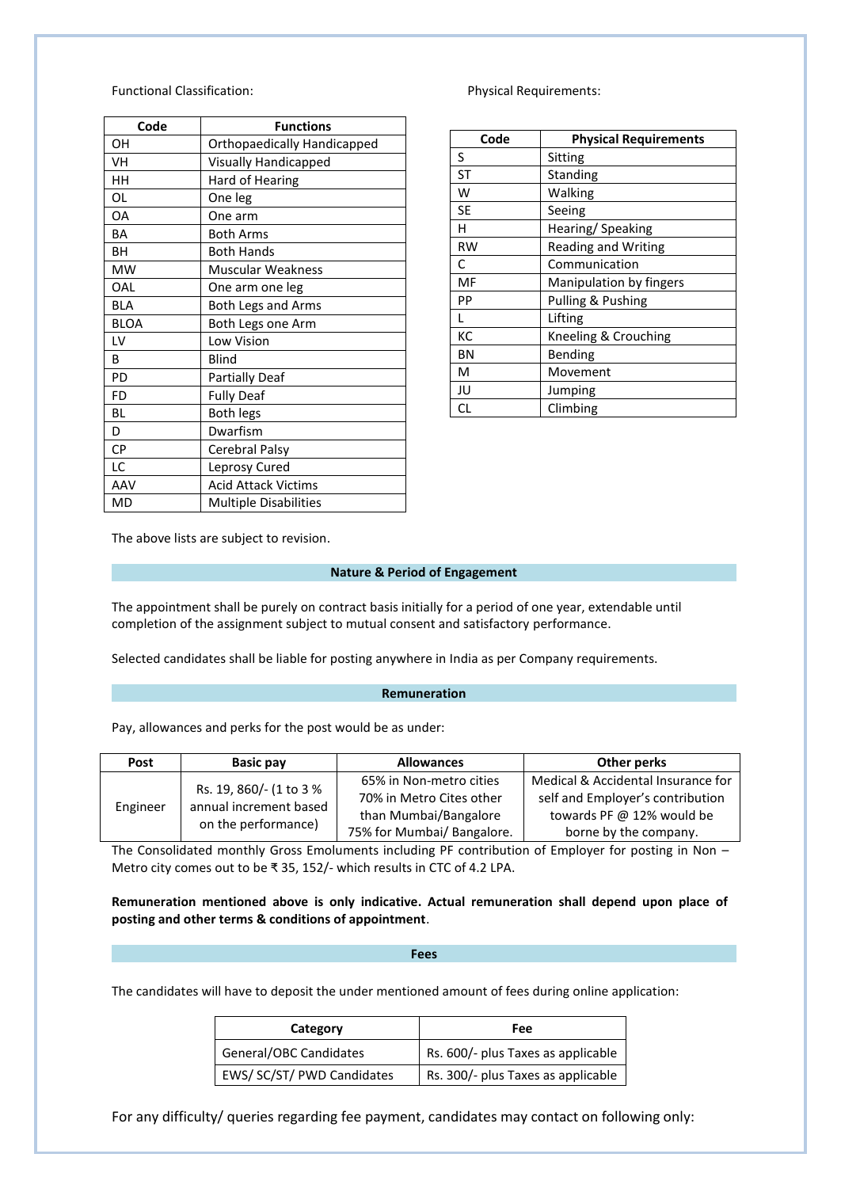Functional Classification:

| Code | Functions |
| --- | --- |
| OH | Orthopaedically Handicapped |
| VH | Visually Handicapped |
| HH | Hard of Hearing |
| OL | One leg |
| OA | One arm |
| BA | Both Arms |
| BH | Both Hands |
| MW | Muscular Weakness |
| OAL | One arm one leg |
| BLA | Both Legs and Arms |
| BLOA | Both Legs one Arm |
| LV | Low Vision |
| B | Blind |
| PD | Partially Deaf |
| FD | Fully Deaf |
| BL | Both legs |
| D | Dwarfism |
| CP | Cerebral Palsy |
| LC | Leprosy Cured |
| AAV | Acid Attack Victims |
| MD | Multiple Disabilities |

Physical Requirements:

| Code | Physical Requirements |
| --- | --- |
| S | Sitting |
| ST | Standing |
| W | Walking |
| SE | Seeing |
| H | Hearing/ Speaking |
| RW | Reading and Writing |
| C | Communication |
| MF | Manipulation by fingers |
| PP | Pulling & Pushing |
| L | Lifting |
| KC | Kneeling & Crouching |
| BN | Bending |
| M | Movement |
| JU | Jumping |
| CL | Climbing |

The above lists are subject to revision.

## Nature & Period of Engagement

The appointment shall be purely on contract basis initially for a period of one year, extendable until completion of the assignment subject to mutual consent and satisfactory performance.

Selected candidates shall be liable for posting anywhere in India as per Company requirements.

## Remuneration

Pay, allowances and perks for the post would be as under:

| Post | Basic pay | Allowances | Other perks |
| --- | --- | --- | --- |
| Engineer | Rs. 19, 860/- (1 to 3 % annual increment based on the performance) | 65% in Non-metro cities<br>70% in Metro Cites other than Mumbai/Bangalore<br>75% for Mumbai/ Bangalore. | Medical & Accidental Insurance for self and Employer's contribution towards PF @ 12% would be borne by the company. |

The Consolidated monthly Gross Emoluments including PF contribution of Employer for posting in Non – Metro city comes out to be ₹ 35, 152/- which results in CTC of 4.2 LPA.

**Remuneration mentioned above is only indicative. Actual remuneration shall depend upon place of posting and other terms & conditions of appointment**.

## Fees

The candidates will have to deposit the under mentioned amount of fees during online application:

| Category | Fee |
| --- | --- |
| General/OBC Candidates | Rs. 600/- plus Taxes as applicable |
| EWS/ SC/ST/ PWD Candidates | Rs. 300/- plus Taxes as applicable |

For any difficulty/ queries regarding fee payment, candidates may contact on following only: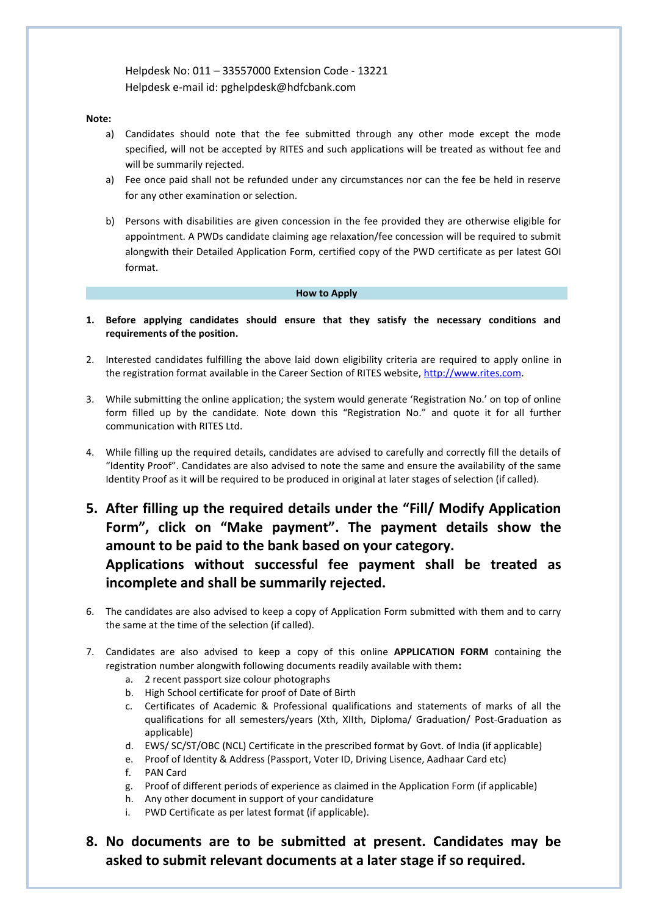Helpdesk No: 011 – 33557000 Extension Code - 13221
Helpdesk e-mail id: pghelpdesk@hdfcbank.com

**Note:**

a) Candidates should note that the fee submitted through any other mode except the mode specified, will not be accepted by RITES and such applications will be treated as without fee and will be summarily rejected.

a) Fee once paid shall not be refunded under any circumstances nor can the fee be held in reserve for any other examination or selection.

b) Persons with disabilities are given concession in the fee provided they are otherwise eligible for appointment. A PWDs candidate claiming age relaxation/fee concession will be required to submit alongwith their Detailed Application Form, certified copy of the PWD certificate as per latest GOI format.

## How to Apply

1. **Before applying candidates should ensure that they satisfy the necessary conditions and requirements of the position.**

2. Interested candidates fulfilling the above laid down eligibility criteria are required to apply online in the registration format available in the Career Section of RITES website, http://www.rites.com.

3. While submitting the online application; the system would generate 'Registration No.' on top of online form filled up by the candidate. Note down this "Registration No." and quote it for all further communication with RITES Ltd.

4. While filling up the required details, candidates are advised to carefully and correctly fill the details of "Identity Proof". Candidates are also advised to note the same and ensure the availability of the same Identity Proof as it will be required to be produced in original at later stages of selection (if called).

5. **After filling up the required details under the "Fill/ Modify Application Form", click on "Make payment". The payment details show the amount to be paid to the bank based on your category.**
   **Applications without successful fee payment shall be treated as incomplete and shall be summarily rejected.**

6. The candidates are also advised to keep a copy of Application Form submitted with them and to carry the same at the time of the selection (if called).

7. Candidates are also advised to keep a copy of this online **APPLICATION FORM** containing the registration number alongwith following documents readily available with them**:**
   a. 2 recent passport size colour photographs
   b. High School certificate for proof of Date of Birth
   c. Certificates of Academic & Professional qualifications and statements of marks of all the qualifications for all semesters/years (Xth, XIIth, Diploma/ Graduation/ Post-Graduation as applicable)
   d. EWS/ SC/ST/OBC (NCL) Certificate in the prescribed format by Govt. of India (if applicable)
   e. Proof of Identity & Address (Passport, Voter ID, Driving Lisence, Aadhaar Card etc)
   f. PAN Card
   g. Proof of different periods of experience as claimed in the Application Form (if applicable)
   h. Any other document in support of your candidature
   i. PWD Certificate as per latest format (if applicable).

8. **No documents are to be submitted at present. Candidates may be asked to submit relevant documents at a later stage if so required.**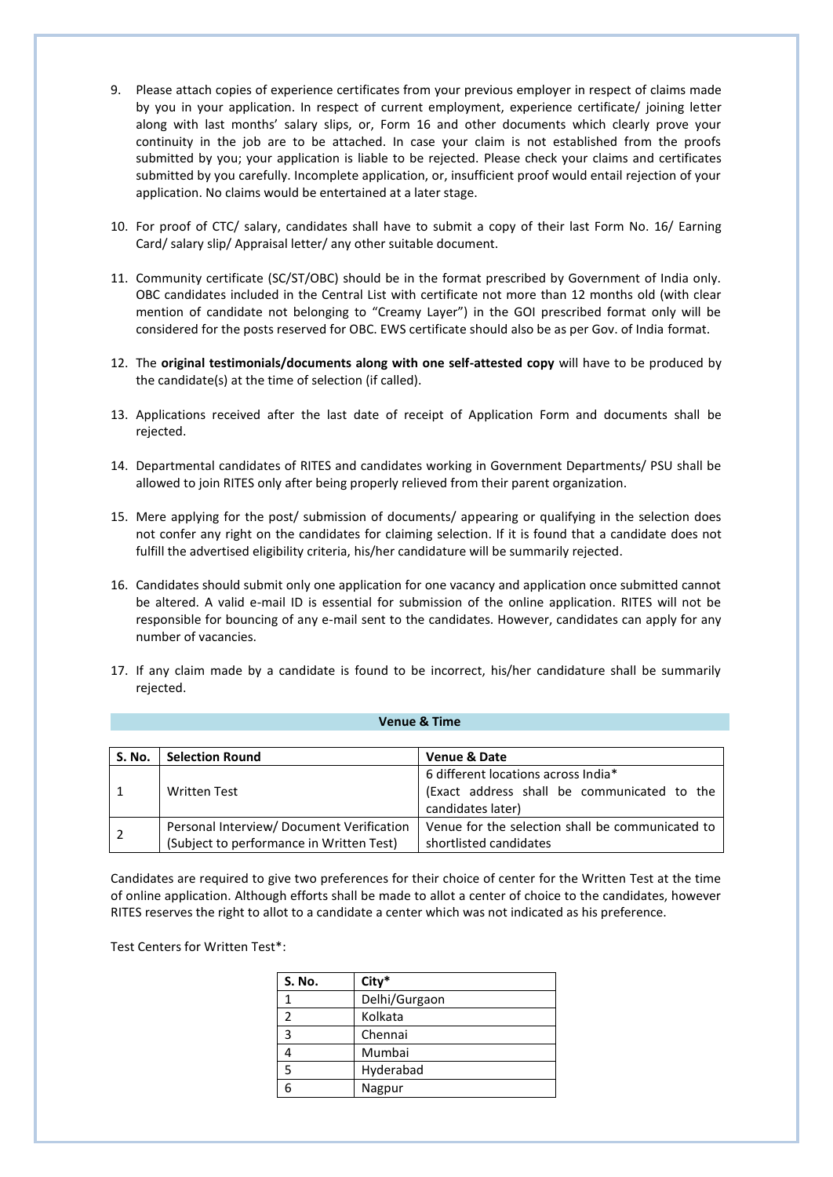9. Please attach copies of experience certificates from your previous employer in respect of claims made by you in your application. In respect of current employment, experience certificate/ joining letter along with last months' salary slips, or, Form 16 and other documents which clearly prove your continuity in the job are to be attached. In case your claim is not established from the proofs submitted by you; your application is liable to be rejected. Please check your claims and certificates submitted by you carefully. Incomplete application, or, insufficient proof would entail rejection of your application. No claims would be entertained at a later stage.

10. For proof of CTC/ salary, candidates shall have to submit a copy of their last Form No. 16/ Earning Card/ salary slip/ Appraisal letter/ any other suitable document.

11. Community certificate (SC/ST/OBC) should be in the format prescribed by Government of India only. OBC candidates included in the Central List with certificate not more than 12 months old (with clear mention of candidate not belonging to "Creamy Layer") in the GOI prescribed format only will be considered for the posts reserved for OBC. EWS certificate should also be as per Gov. of India format.

12. The **original testimonials/documents along with one self-attested copy** will have to be produced by the candidate(s) at the time of selection (if called).

13. Applications received after the last date of receipt of Application Form and documents shall be rejected.

14. Departmental candidates of RITES and candidates working in Government Departments/ PSU shall be allowed to join RITES only after being properly relieved from their parent organization.

15. Mere applying for the post/ submission of documents/ appearing or qualifying in the selection does not confer any right on the candidates for claiming selection. If it is found that a candidate does not fulfill the advertised eligibility criteria, his/her candidature will be summarily rejected.

16. Candidates should submit only one application for one vacancy and application once submitted cannot be altered. A valid e-mail ID is essential for submission of the online application. RITES will not be responsible for bouncing of any e-mail sent to the candidates. However, candidates can apply for any number of vacancies.

17. If any claim made by a candidate is found to be incorrect, his/her candidature shall be summarily rejected.

## Venue & Time

| S. No. | Selection Round | Venue & Date |
|---|---|---|
| 1 | Written Test | 6 different locations across India* (Exact address shall be communicated to the candidates later) |
| 2 | Personal Interview/ Document Verification (Subject to performance in Written Test) | Venue for the selection shall be communicated to shortlisted candidates |

Candidates are required to give two preferences for their choice of center for the Written Test at the time of online application. Although efforts shall be made to allot a center of choice to the candidates, however RITES reserves the right to allot to a candidate a center which was not indicated as his preference.

Test Centers for Written Test*:

| S. No. | City* |
|---|---|
| 1 | Delhi/Gurgaon |
| 2 | Kolkata |
| 3 | Chennai |
| 4 | Mumbai |
| 5 | Hyderabad |
| 6 | Nagpur |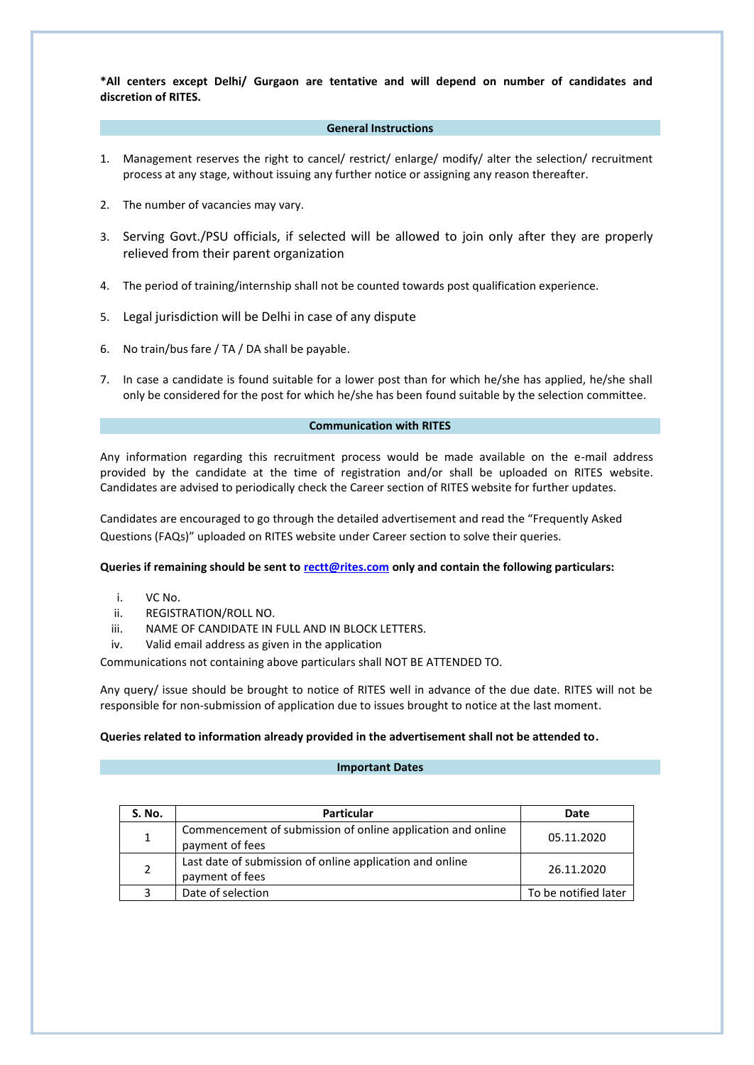**\*All centers except Delhi/ Gurgaon are tentative and will depend on number of candidates and discretion of RITES.**

## General Instructions

1. Management reserves the right to cancel/ restrict/ enlarge/ modify/ alter the selection/ recruitment process at any stage, without issuing any further notice or assigning any reason thereafter.
2. The number of vacancies may vary.
3. Serving Govt./PSU officials, if selected will be allowed to join only after they are properly relieved from their parent organization
4. The period of training/internship shall not be counted towards post qualification experience.
5. Legal jurisdiction will be Delhi in case of any dispute
6. No train/bus fare / TA / DA shall be payable.
7. In case a candidate is found suitable for a lower post than for which he/she has applied, he/she shall only be considered for the post for which he/she has been found suitable by the selection committee.

## Communication with RITES

Any information regarding this recruitment process would be made available on the e-mail address provided by the candidate at the time of registration and/or shall be uploaded on RITES website. Candidates are advised to periodically check the Career section of RITES website for further updates.

Candidates are encouraged to go through the detailed advertisement and read the "Frequently Asked Questions (FAQs)" uploaded on RITES website under Career section to solve their queries.

**Queries if remaining should be sent to rectt@rites.com only and contain the following particulars:**

i. VC No.
ii. REGISTRATION/ROLL NO.
iii. NAME OF CANDIDATE IN FULL AND IN BLOCK LETTERS.
iv. Valid email address as given in the application

Communications not containing above particulars shall NOT BE ATTENDED TO.

Any query/ issue should be brought to notice of RITES well in advance of the due date. RITES will not be responsible for non-submission of application due to issues brought to notice at the last moment.

**Queries related to information already provided in the advertisement shall not be attended to.**

## Important Dates

| S. No. | Particular | Date |
|---|---|---|
| 1 | Commencement of submission of online application and online payment of fees | 05.11.2020 |
| 2 | Last date of submission of online application and online payment of fees | 26.11.2020 |
| 3 | Date of selection | To be notified later |